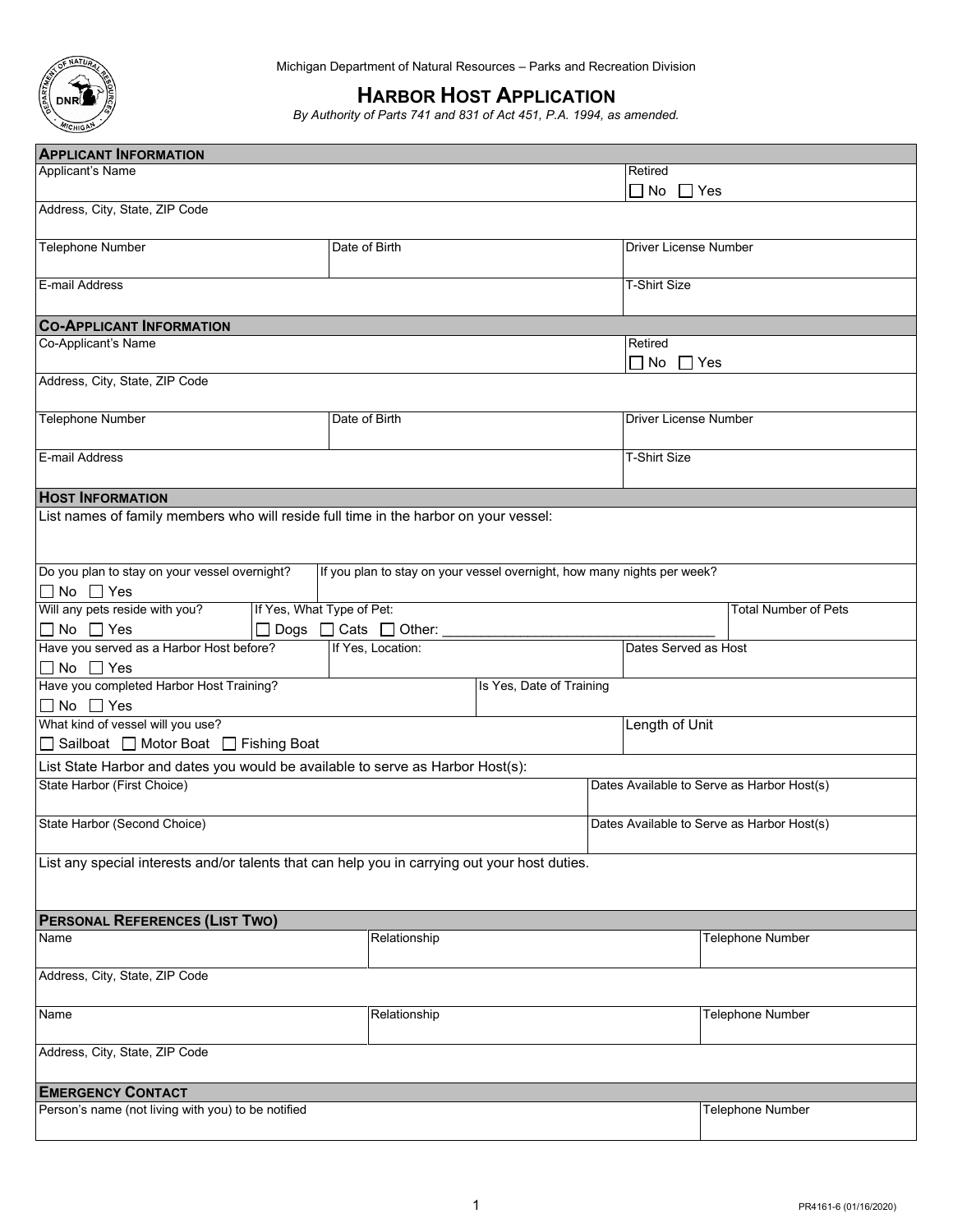Michigan Department of Natural Resources – Parks and Recreation Division

# HARBOR HOST APPLICATION

*By Authority of Parts 741 and 831 of Act 451, P.A. 1994, as amended.*

## APPLICANT INFORMATION

| Applicant's Name | | Retired ☐ No ☐ Yes |
|---|---|---|
| Address, City, State, ZIP Code | | |
| Telephone Number | Date of Birth | Driver License Number |
| E-mail Address | | T-Shirt Size |

## CO-APPLICANT INFORMATION

| Co-Applicant's Name | | Retired ☐ No ☐ Yes |
|---|---|---|
| Address, City, State, ZIP Code | | |
| Telephone Number | Date of Birth | Driver License Number |
| E-mail Address | | T-Shirt Size |

## HOST INFORMATION

List names of family members who will reside full time in the harbor on your vessel:

| Do you plan to stay on your vessel overnight? ☐ No ☐ Yes | If you plan to stay on your vessel overnight, how many nights per week? | |
|---|---|---|
| Will any pets reside with you? ☐ No ☐ Yes | If Yes, What Type of Pet: ☐ Dogs ☐ Cats ☐ Other: ____________ | Total Number of Pets |
| Have you served as a Harbor Host before? ☐ No ☐ Yes | If Yes, Location: | Dates Served as Host |
| Have you completed Harbor Host Training? ☐ No ☐ Yes | Is Yes, Date of Training | |
| What kind of vessel will you use? ☐ Sailboat ☐ Motor Boat ☐ Fishing Boat | | Length of Unit |

List State Harbor and dates you would be available to serve as Harbor Host(s):

| State Harbor (First Choice) | Dates Available to Serve as Harbor Host(s) |
|---|---|
| State Harbor (Second Choice) | Dates Available to Serve as Harbor Host(s) |

List any special interests and/or talents that can help you in carrying out your host duties.

## PERSONAL REFERENCES (LIST TWO)

| Name | Relationship | Telephone Number |
|---|---|---|
| Address, City, State, ZIP Code | | |
| Name | Relationship | Telephone Number |
| Address, City, State, ZIP Code | | |

## EMERGENCY CONTACT

| Person's name (not living with you) to be notified | Telephone Number |
|---|---|
| | |

PR4161-6 (01/16/2020)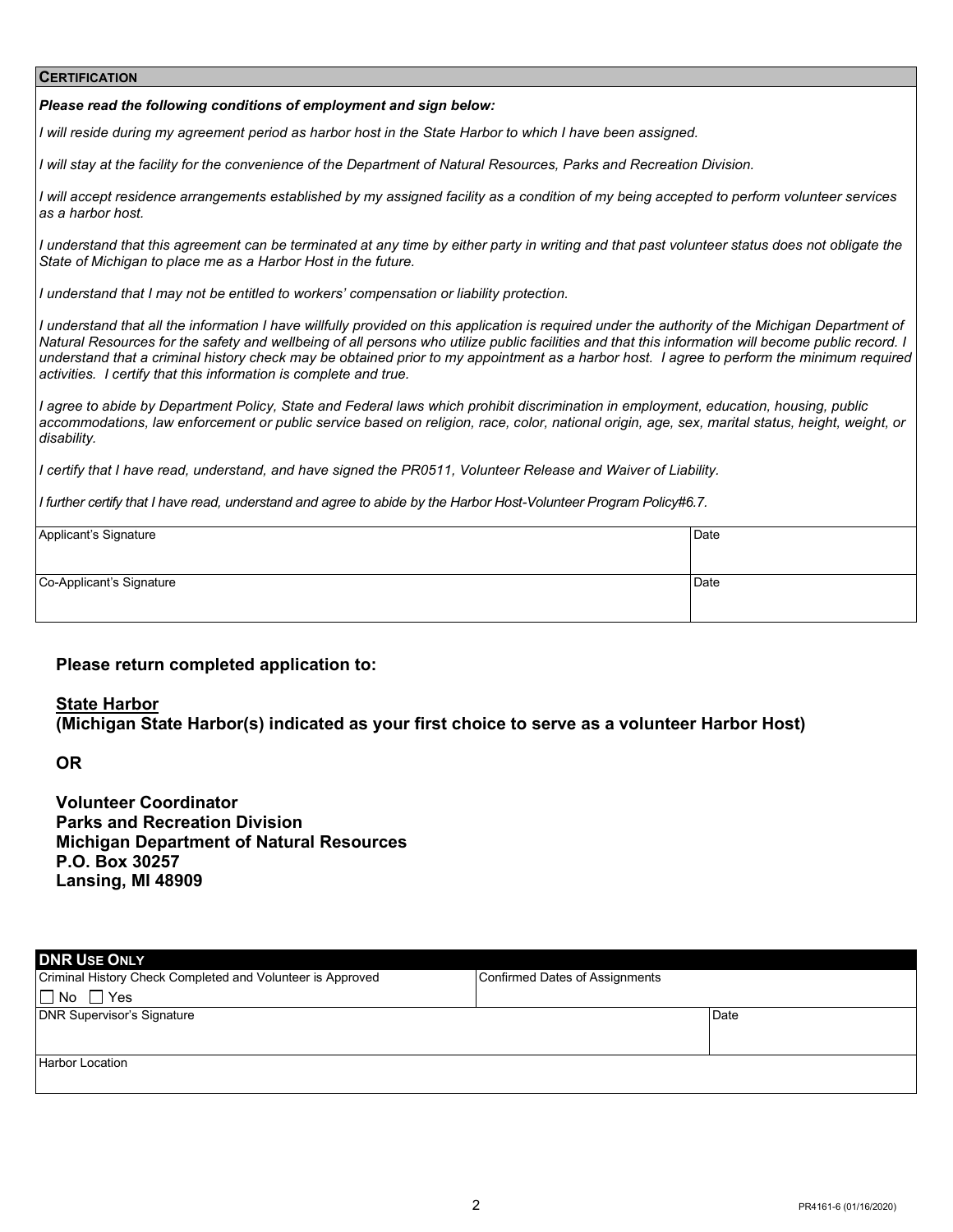## CERTIFICATION

***Please read the following conditions of employment and sign below:***

*I will reside during my agreement period as harbor host in the State Harbor to which I have been assigned.*

*I will stay at the facility for the convenience of the Department of Natural Resources, Parks and Recreation Division.*

*I will accept residence arrangements established by my assigned facility as a condition of my being accepted to perform volunteer services as a harbor host.*

*I understand that this agreement can be terminated at any time by either party in writing and that past volunteer status does not obligate the State of Michigan to place me as a Harbor Host in the future.*

*I understand that I may not be entitled to workers' compensation or liability protection.*

*I understand that all the information I have willfully provided on this application is required under the authority of the Michigan Department of Natural Resources for the safety and wellbeing of all persons who utilize public facilities and that this information will become public record. I understand that a criminal history check may be obtained prior to my appointment as a harbor host. I agree to perform the minimum required activities. I certify that this information is complete and true.*

*I agree to abide by Department Policy, State and Federal laws which prohibit discrimination in employment, education, housing, public accommodations, law enforcement or public service based on religion, race, color, national origin, age, sex, marital status, height, weight, or disability.*

*I certify that I have read, understand, and have signed the PR0511, Volunteer Release and Waiver of Liability.*

*I further certify that I have read, understand and agree to abide by the Harbor Host-Volunteer Program Policy#6.7.*

| | |
|---|---|
| Applicant's Signature | Date |
| Co-Applicant's Signature | Date |

**Please return completed application to:**

**State Harbor**
**(Michigan State Harbor(s) indicated as your first choice to serve as a volunteer Harbor Host)**

**OR**

**Volunteer Coordinator**
**Parks and Recreation Division**
**Michigan Department of Natural Resources**
**P.O. Box 30257**
**Lansing, MI 48909**

## DNR USE ONLY

| | | |
|---|---|---|
| Criminal History Check Completed and Volunteer is Approved<br>☐ No ☐ Yes | Confirmed Dates of Assignments | |
| DNR Supervisor's Signature | | Date |
| Harbor Location | | |

PR4161-6 (01/16/2020)